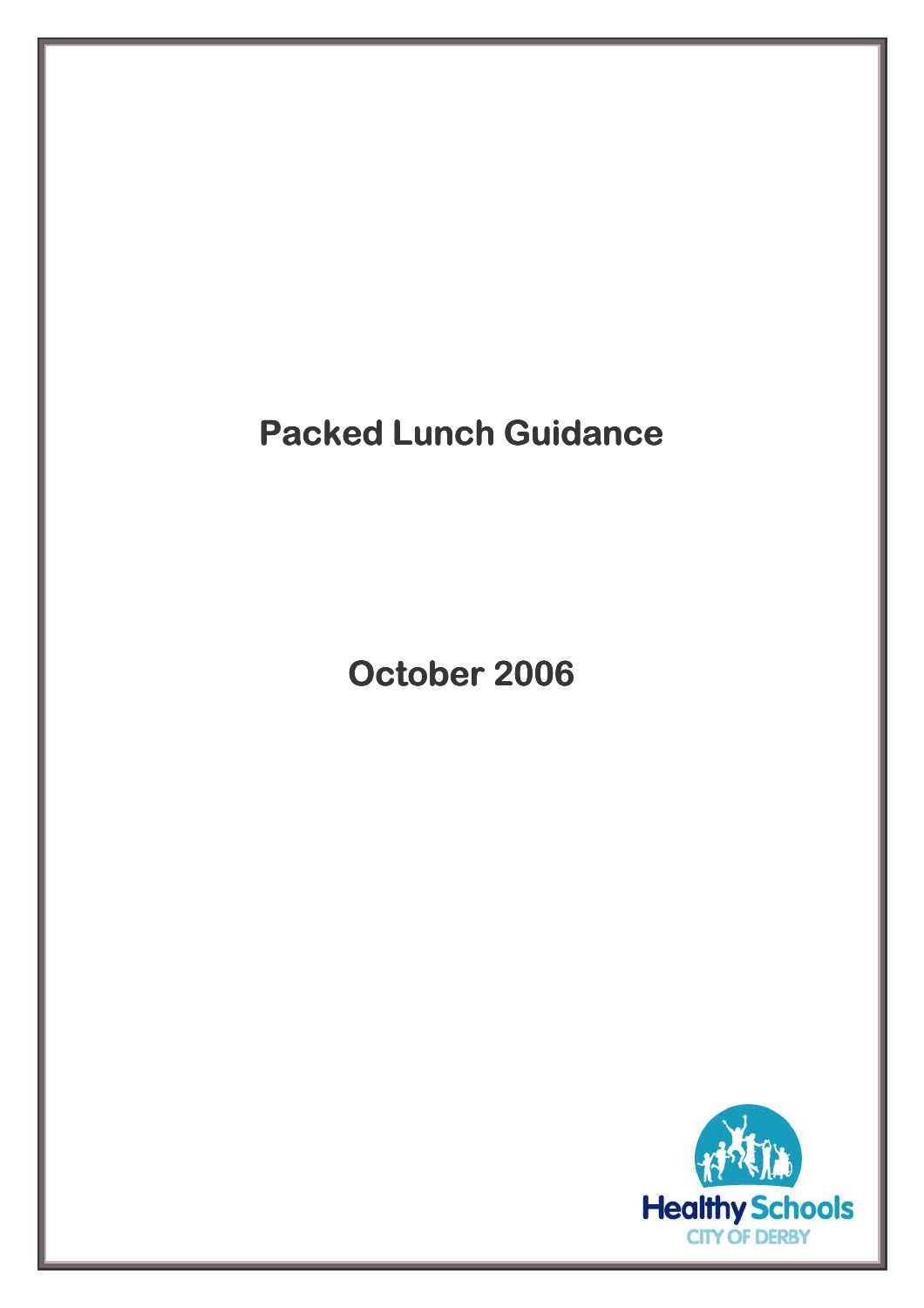# Packed Lunch Guidance

## October 2006

Healthy Schools
CITY OF DERBY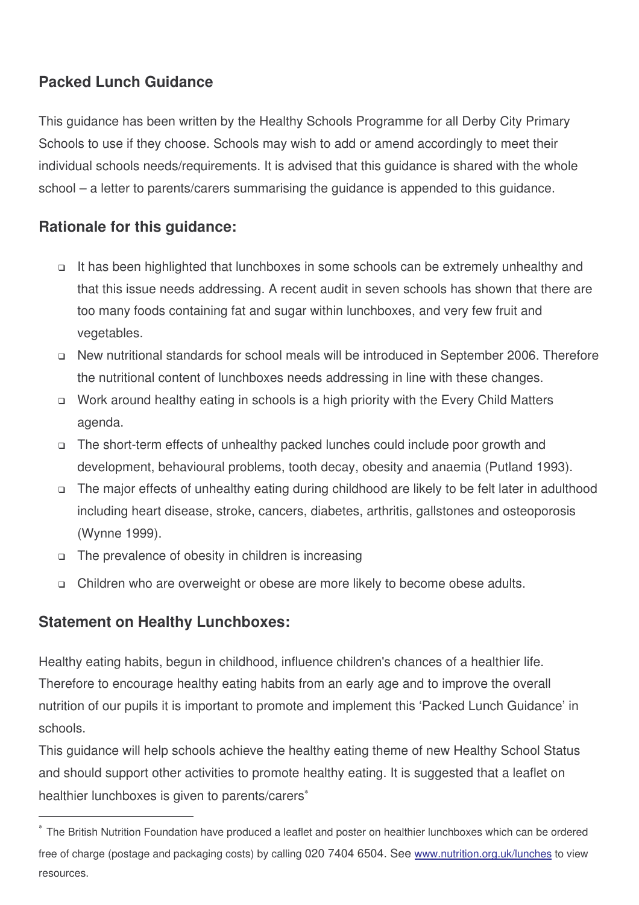## Packed Lunch Guidance

This guidance has been written by the Healthy Schools Programme for all Derby City Primary Schools to use if they choose. Schools may wish to add or amend accordingly to meet their individual schools needs/requirements. It is advised that this guidance is shared with the whole school – a letter to parents/carers summarising the guidance is appended to this guidance.

### Rationale for this guidance:

- It has been highlighted that lunchboxes in some schools can be extremely unhealthy and that this issue needs addressing. A recent audit in seven schools has shown that there are too many foods containing fat and sugar within lunchboxes, and very few fruit and vegetables.
- New nutritional standards for school meals will be introduced in September 2006. Therefore the nutritional content of lunchboxes needs addressing in line with these changes.
- Work around healthy eating in schools is a high priority with the Every Child Matters agenda.
- The short-term effects of unhealthy packed lunches could include poor growth and development, behavioural problems, tooth decay, obesity and anaemia (Putland 1993).
- The major effects of unhealthy eating during childhood are likely to be felt later in adulthood including heart disease, stroke, cancers, diabetes, arthritis, gallstones and osteoporosis (Wynne 1999).
- The prevalence of obesity in children is increasing
- Children who are overweight or obese are more likely to become obese adults.

### Statement on Healthy Lunchboxes:

Healthy eating habits, begun in childhood, influence children's chances of a healthier life. Therefore to encourage healthy eating habits from an early age and to improve the overall nutrition of our pupils it is important to promote and implement this 'Packed Lunch Guidance' in schools.

This guidance will help schools achieve the healthy eating theme of new Healthy School Status and should support other activities to promote healthy eating. It is suggested that a leaflet on healthier lunchboxes is given to parents/carers[*]

---

[*] The British Nutrition Foundation have produced a leaflet and poster on healthier lunchboxes which can be ordered free of charge (postage and packaging costs) by calling 020 7404 6504. See www.nutrition.org.uk/lunches to view resources.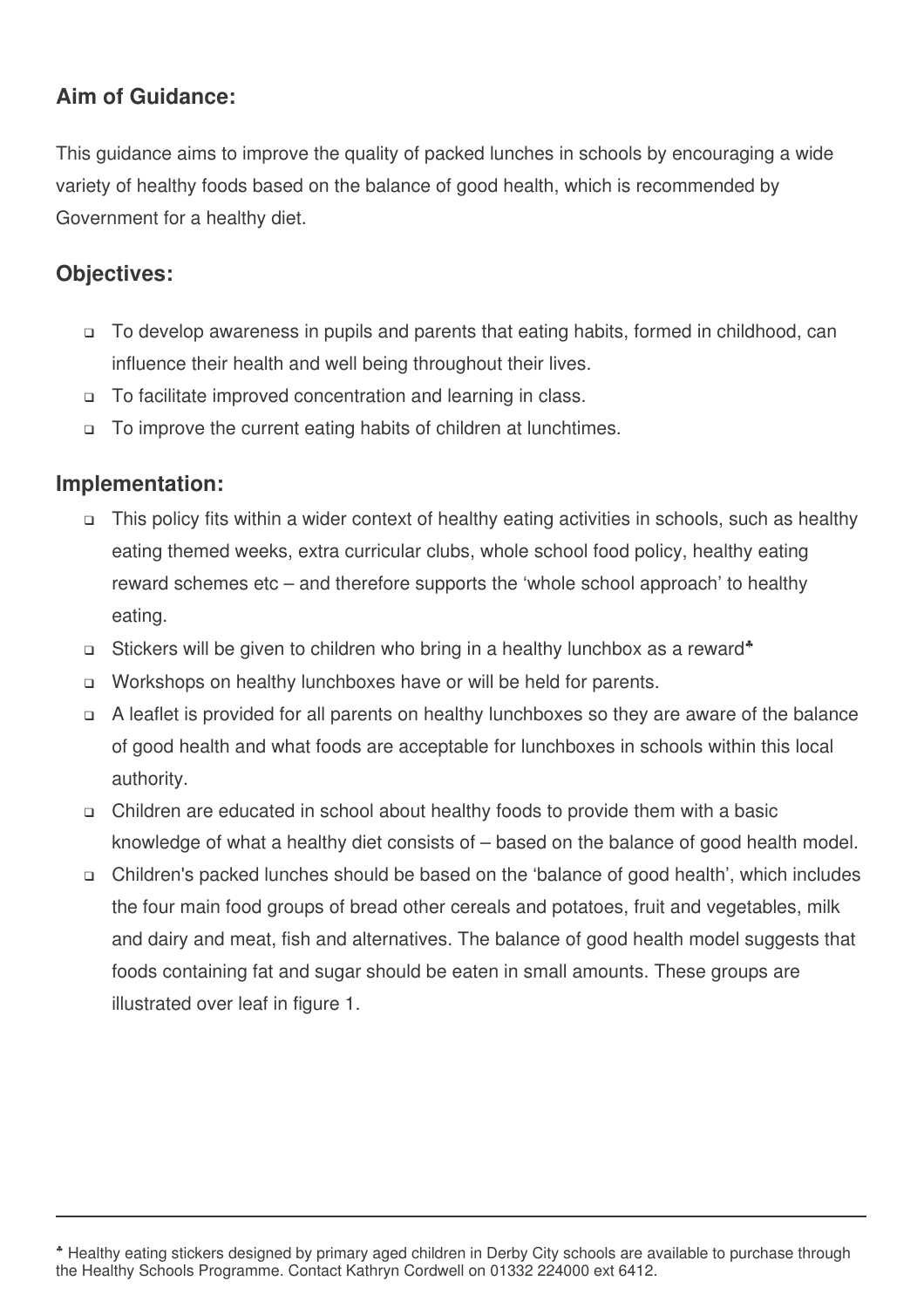## Aim of Guidance:

This guidance aims to improve the quality of packed lunches in schools by encouraging a wide variety of healthy foods based on the balance of good health, which is recommended by Government for a healthy diet.

## Objectives:

- To develop awareness in pupils and parents that eating habits, formed in childhood, can influence their health and well being throughout their lives.
- To facilitate improved concentration and learning in class.
- To improve the current eating habits of children at lunchtimes.

## Implementation:

- This policy fits within a wider context of healthy eating activities in schools, such as healthy eating themed weeks, extra curricular clubs, whole school food policy, healthy eating reward schemes etc – and therefore supports the 'whole school approach' to healthy eating.
- Stickers will be given to children who bring in a healthy lunchbox as a reward[♣]
- Workshops on healthy lunchboxes have or will be held for parents.
- A leaflet is provided for all parents on healthy lunchboxes so they are aware of the balance of good health and what foods are acceptable for lunchboxes in schools within this local authority.
- Children are educated in school about healthy foods to provide them with a basic knowledge of what a healthy diet consists of – based on the balance of good health model.
- Children's packed lunches should be based on the 'balance of good health', which includes the four main food groups of bread other cereals and potatoes, fruit and vegetables, milk and dairy and meat, fish and alternatives. The balance of good health model suggests that foods containing fat and sugar should be eaten in small amounts. These groups are illustrated over leaf in figure 1.

---

[♣] Healthy eating stickers designed by primary aged children in Derby City schools are available to purchase through the Healthy Schools Programme. Contact Kathryn Cordwell on 01332 224000 ext 6412.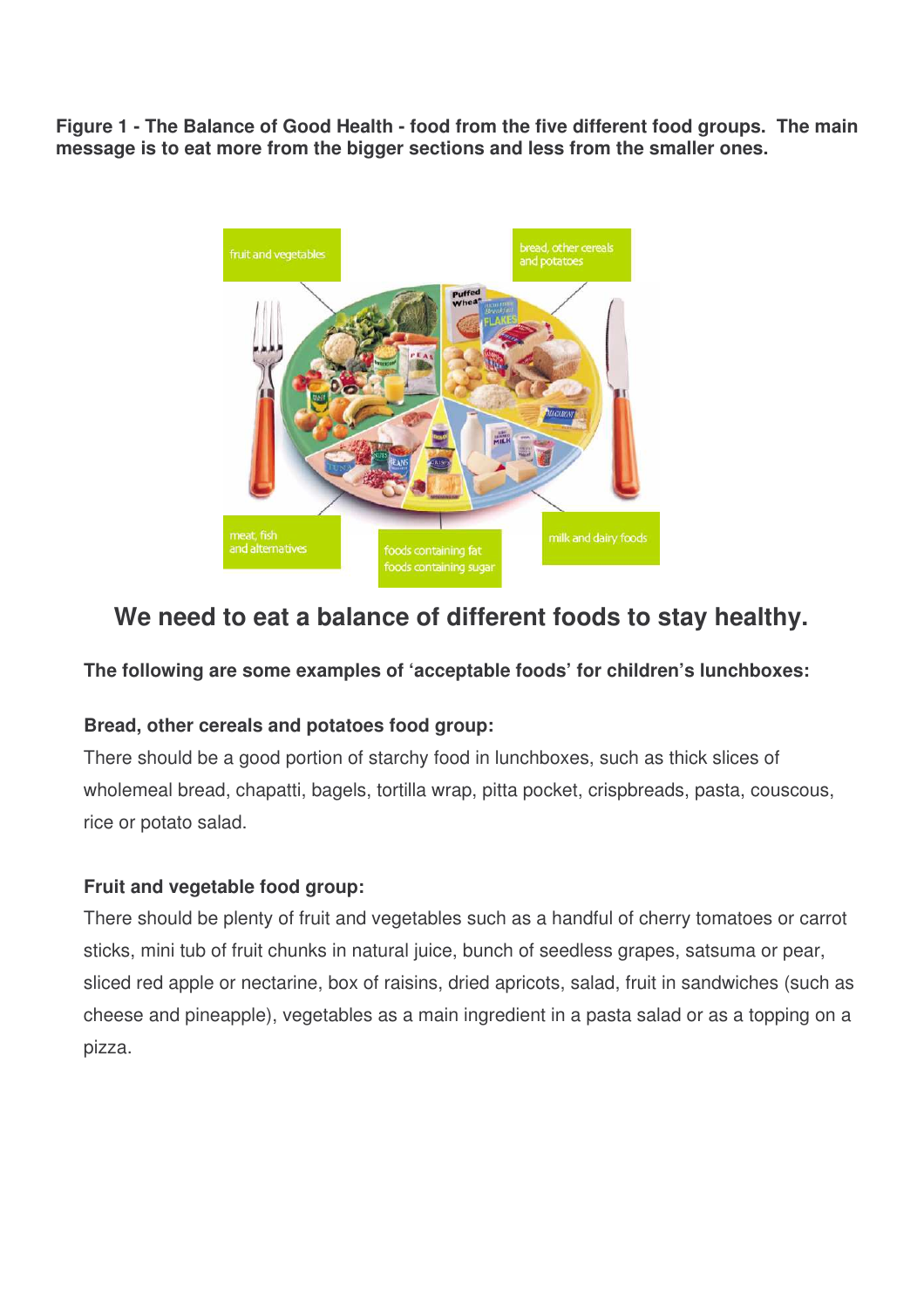**Figure 1 - The Balance of Good Health - food from the five different food groups. The main message is to eat more from the bigger sections and less from the smaller ones.**

fruit and vegetables

bread, other cereals and potatoes

meat, fish and alternatives

foods containing fat
foods containing sugar

milk and dairy foods

## We need to eat a balance of different foods to stay healthy.

**The following are some examples of 'acceptable foods' for children's lunchboxes:**

**Bread, other cereals and potatoes food group:**

There should be a good portion of starchy food in lunchboxes, such as thick slices of wholemeal bread, chapatti, bagels, tortilla wrap, pitta pocket, crispbreads, pasta, couscous, rice or potato salad.

**Fruit and vegetable food group:**

There should be plenty of fruit and vegetables such as a handful of cherry tomatoes or carrot sticks, mini tub of fruit chunks in natural juice, bunch of seedless grapes, satsuma or pear, sliced red apple or nectarine, box of raisins, dried apricots, salad, fruit in sandwiches (such as cheese and pineapple), vegetables as a main ingredient in a pasta salad or as a topping on a pizza.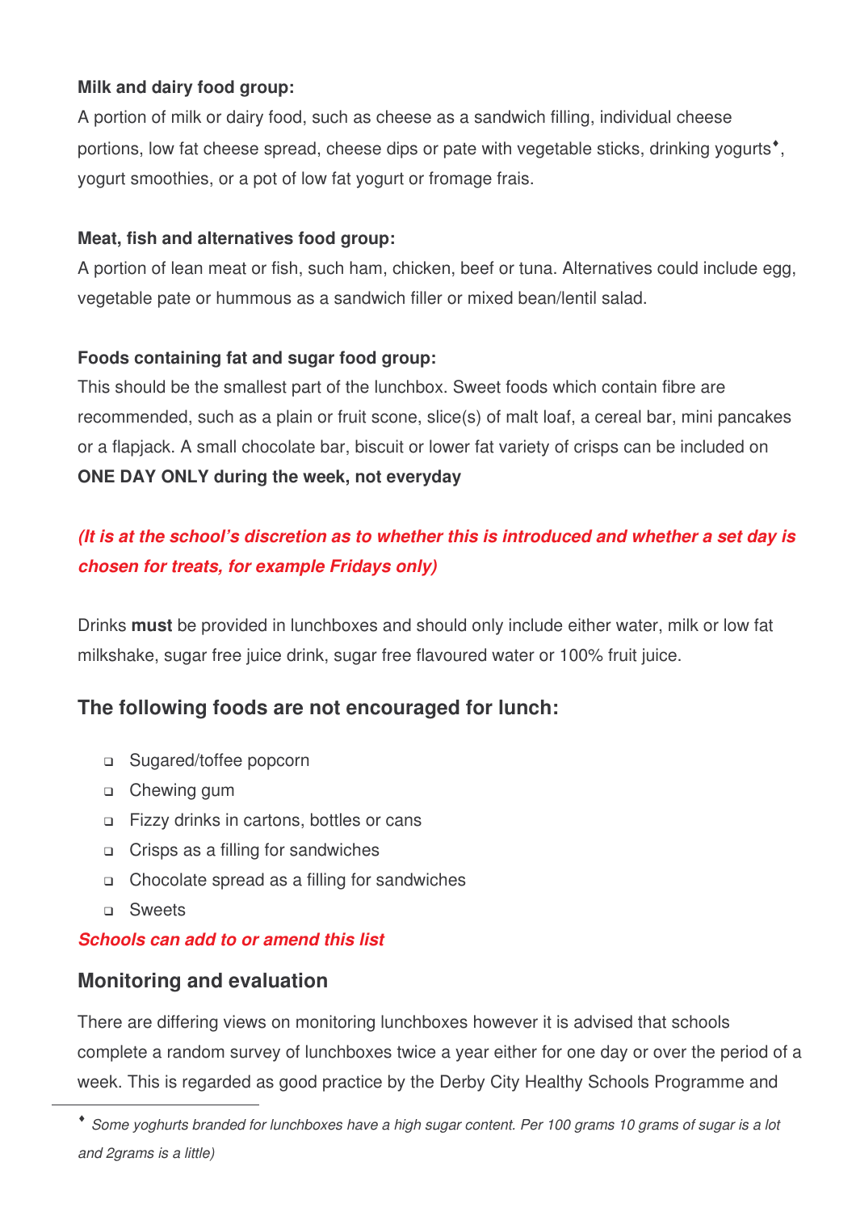**Milk and dairy food group:**

A portion of milk or dairy food, such as cheese as a sandwich filling, individual cheese portions, low fat cheese spread, cheese dips or pate with vegetable sticks, drinking yogurts[♦], yogurt smoothies, or a pot of low fat yogurt or fromage frais.

**Meat, fish and alternatives food group:**

A portion of lean meat or fish, such ham, chicken, beef or tuna. Alternatives could include egg, vegetable pate or hummous as a sandwich filler or mixed bean/lentil salad.

**Foods containing fat and sugar food group:**

This should be the smallest part of the lunchbox. Sweet foods which contain fibre are recommended, such as a plain or fruit scone, slice(s) of malt loaf, a cereal bar, mini pancakes or a flapjack. A small chocolate bar, biscuit or lower fat variety of crisps can be included on **ONE DAY ONLY during the week, not everyday**

***(It is at the school's discretion as to whether this is introduced and whether a set day is chosen for treats, for example Fridays only)***

Drinks **must** be provided in lunchboxes and should only include either water, milk or low fat milkshake, sugar free juice drink, sugar free flavoured water or 100% fruit juice.

## The following foods are not encouraged for lunch:

- Sugared/toffee popcorn
- Chewing gum
- Fizzy drinks in cartons, bottles or cans
- Crisps as a filling for sandwiches
- Chocolate spread as a filling for sandwiches
- Sweets

***Schools can add to or amend this list***

## Monitoring and evaluation

There are differing views on monitoring lunchboxes however it is advised that schools complete a random survey of lunchboxes twice a year either for one day or over the period of a week. This is regarded as good practice by the Derby City Healthy Schools Programme and

---

[♦] *Some yoghurts branded for lunchboxes have a high sugar content. Per 100 grams 10 grams of sugar is a lot and 2grams is a little)*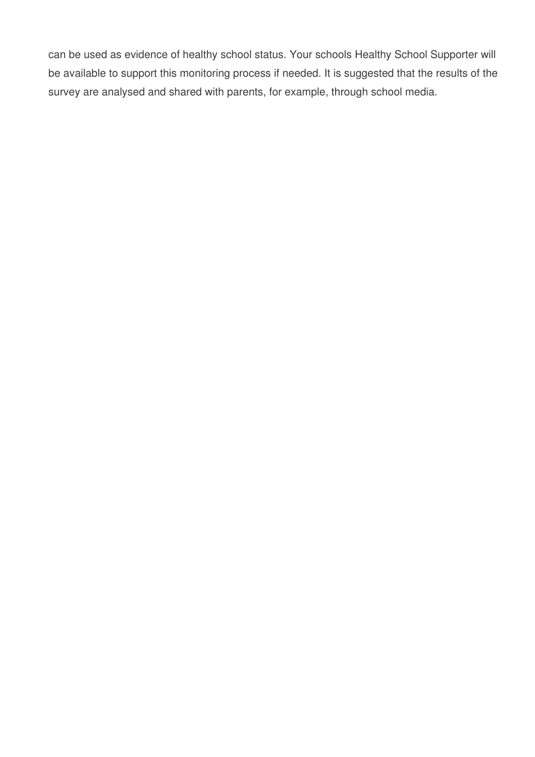can be used as evidence of healthy school status. Your schools Healthy School Supporter will be available to support this monitoring process if needed. It is suggested that the results of the survey are analysed and shared with parents, for example, through school media.